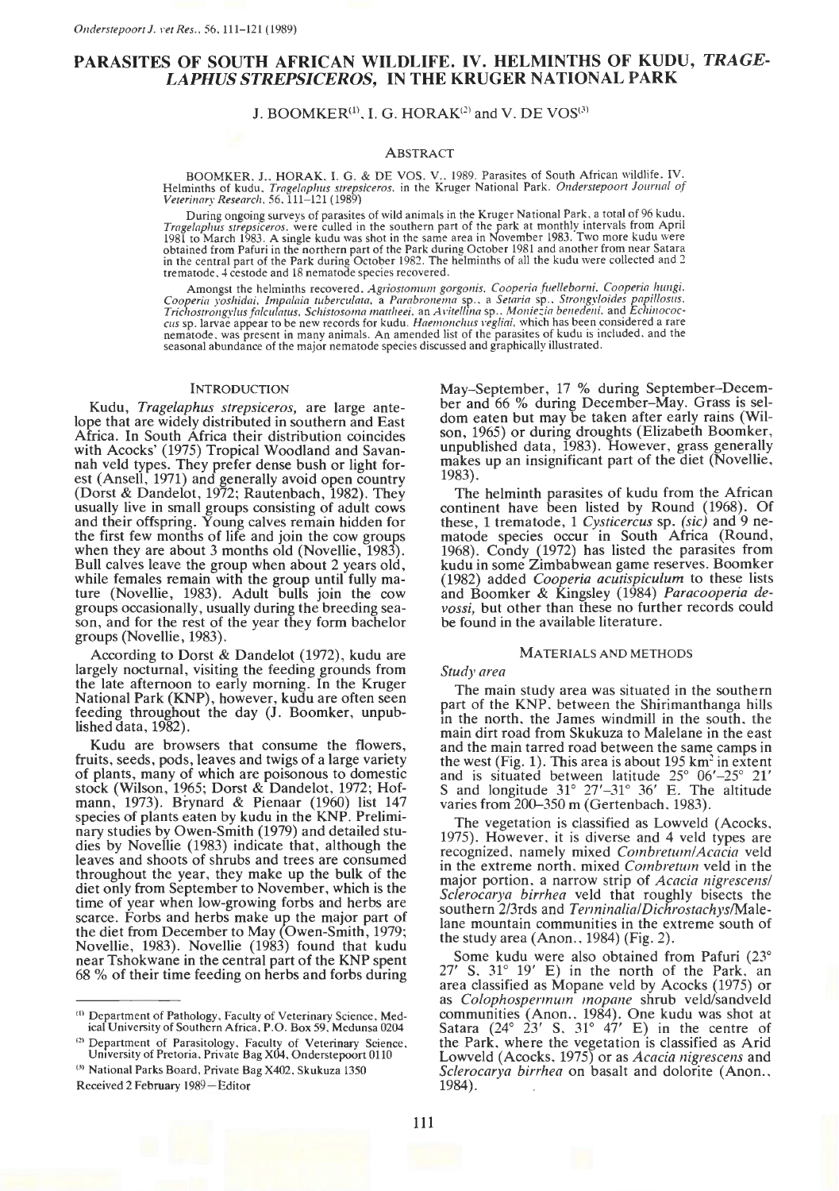# PARASITES OF SOUTH AFRICAN WILDLIFE. IV. HELMINTHS OF KUDU, *TRAGELAPHUS STREPSICEROS*, IN THE KRUGER NATIONAL PARK

J. BOOMKER[1], I. G. HORAK[2] and V. DE VOS[3]

## ABSTRACT

BOOMKER, J., HORAK, I. G. & DE VOS, V., 1989. Parasites of South African wildlife. IV. Helminths of kudu, *Tragelaphus strepsiceros*, in the Kruger National Park. *Onderstepoort Journal of Veterinary Research*, 56, 111–121 (1989)

During ongoing surveys of parasites of wild animals in the Kruger National Park, a total of 96 kudu, *Tragelaphus strepsiceros*, were culled in the southern part of the park at monthly intervals from April 1981 to March 1983. A single kudu was shot in the same area in November 1983. Two more kudu were obtained from Pafuri in the northern part of the Park during October 1981 and another from near Satara in the central part of the Park during October 1982. The helminths of all the kudu were collected and 2 trematode, 4 cestode and 18 nematode species recovered.

Amongst the helminths recovered, *Agriostomum gorgonis*, *Cooperia fuelleborni*, *Cooperia hungi*, *Cooperia yoshidai*, *Impalaia tuberculata*, a *Parabronema* sp., a *Setaria* sp., *Strongyloides papillosus*, *Trichostrongylus falculatus*, *Schistosoma mattheei*, an *Avitellina* sp., *Moniezia benedeni*, and *Echinococcus* sp. larvae appear to be new records for kudu. *Haemonchus vegliai*, which has been considered a rare nematode, was present in many animals. An amended list of the parasites of kudu is included, and the seasonal abundance of the major nematode species discussed and graphically illustrated.

## INTRODUCTION

Kudu, *Tragelaphus strepsiceros*, are large antelope that are widely distributed in southern and East Africa. In South Africa their distribution coincides with Acocks' (1975) Tropical Woodland and Savannah veld types. They prefer dense bush or light forest (Ansell, 1971) and generally avoid open country (Dorst & Dandelot, 1972; Rautenbach, 1982). They usually live in small groups consisting of adult cows and their offspring. Young calves remain hidden for the first few months of life and join the cow groups when they are about 3 months old (Novellie, 1983). Bull calves leave the group when about 2 years old, while females remain with the group until fully mature (Novellie, 1983). Adult bulls join the cow groups occasionally, usually during the breeding season, and for the rest of the year they form bachelor groups (Novellie, 1983).

According to Dorst & Dandelot (1972), kudu are largely nocturnal, visiting the feeding grounds from the late afternoon to early morning. In the Kruger National Park (KNP), however, kudu are often seen feeding throughout the day (J. Boomker, unpublished data, 1982).

Kudu are browsers that consume the flowers, fruits, seeds, pods, leaves and twigs of a large variety of plants, many of which are poisonous to domestic stock (Wilson, 1965; Dorst & Dandelot, 1972; Hofmann, 1973). Brynard & Pienaar (1960) list 147 species of plants eaten by kudu in the KNP. Preliminary studies by Owen-Smith (1979) and detailed studies by Novellie (1983) indicate that, although the leaves and shoots of shrubs and trees are consumed throughout the year, they make up the bulk of the diet only from September to November, which is the time of year when low-growing forbs and herbs are scarce. Forbs and herbs make up the major part of the diet from December to May (Owen-Smith, 1979; Novellie, 1983). Novellie (1983) found that kudu near Tshokwane in the central part of the KNP spent 68 % of their time feeding on herbs and forbs during May–September, 17 % during September–December and 66 % during December–May. Grass is seldom eaten but may be taken after early rains (Wilson, 1965) or during droughts (Elizabeth Boomker, unpublished data, 1983). However, grass generally makes up an insignificant part of the diet (Novellie, 1983).

The helminth parasites of kudu from the African continent have been listed by Round (1968). Of these, 1 trematode, 1 *Cysticercus* sp. *(sic)* and 9 nematode species occur in South Africa (Round, 1968). Condy (1972) has listed the parasites from kudu in some Zimbabwean game reserves. Boomker (1982) added *Cooperia acutispiculum* to these lists and Boomker & Kingsley (1984) *Paracooperia devossi*, but other than these no further records could be found in the available literature.

## MATERIALS AND METHODS

### *Study area*

The main study area was situated in the southern part of the KNP, between the Shirimanthanga hills in the north, the James windmill in the south, the main dirt road from Skukuza to Malelane in the east and the main tarred road between the same camps in the west (Fig. 1). This area is about 195 km² in extent and is situated between latitude 25° 06′–25° 21′ S and longitude 31° 27′–31° 36′ E. The altitude varies from 200–350 m (Gertenbach, 1983).

The vegetation is classified as Lowveld (Acocks, 1975). However, it is diverse and 4 veld types are recognized, namely mixed *Combretum/Acacia* veld in the extreme north, mixed *Combretum* veld in the major portion, a narrow strip of *Acacia nigrescens/Sclerocarya birrhea* veld that roughly bisects the southern 2/3rds and *Terminalia/Dichrostachys*/Malelane mountain communities in the extreme south of the study area (Anon., 1984) (Fig. 2).

Some kudu were also obtained from Pafuri (23° 27′ S, 31° 19′ E) in the north of the Park, an area classified as Mopane veld by Acocks (1975) or as *Colophospermum mopane* shrub veld/sandveld communities (Anon., 1984). One kudu was shot at Satara (24° 23′ S, 31° 47′ E) in the centre of the Park, where the vegetation is classified as Arid Lowveld (Acocks, 1975) or as *Acacia nigrescens* and *Sclerocarya birrhea* on basalt and dolorite (Anon., 1984).

---

[1] Department of Pathology, Faculty of Veterinary Science, Medical University of Southern Africa, P.O. Box 59, Medunsa 0204

[2] Department of Parasitology, Faculty of Veterinary Science, University of Pretoria, Private Bag X04, Onderstepoort 0110

[3] National Parks Board, Private Bag X402, Skukuza 1350

Received 2 February 1989—Editor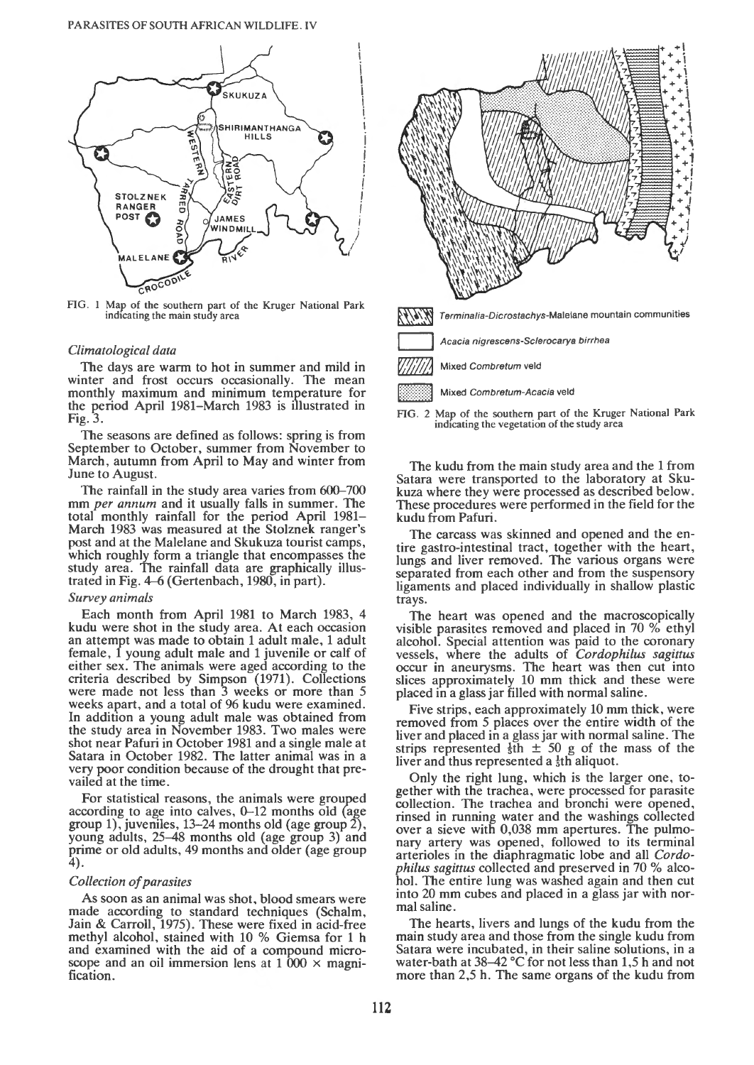FIG. 1 Map of the southern part of the Kruger National Park indicating the main study area

FIG. 2 Map of the southern part of the Kruger National Park indicating the vegetation of the study area

*Climatological data*

The days are warm to hot in summer and mild in winter and frost occurs occasionally. The mean monthly maximum and minimum temperature for the period April 1981–March 1983 is illustrated in Fig. 3.

The seasons are defined as follows: spring is from September to October, summer from November to March, autumn from April to May and winter from June to August.

The rainfall in the study area varies from 600–700 mm *per annum* and it usually falls in summer. The total monthly rainfall for the period April 1981–March 1983 was measured at the Stolznek ranger's post and at the Malelane and Skukuza tourist camps, which roughly form a triangle that encompasses the study area. The rainfall data are graphically illustrated in Fig. 4–6 (Gertenbach, 1980, in part).

*Survey animals*

Each month from April 1981 to March 1983, 4 kudu were shot in the study area. At each occasion an attempt was made to obtain 1 adult male, 1 adult female, 1 young adult male and 1 juvenile or calf of either sex. The animals were aged according to the criteria described by Simpson (1971). Collections were made not less than 3 weeks or more than 5 weeks apart, and a total of 96 kudu were examined. In addition a young adult male was obtained from the study area in November 1983. Two males were shot near Pafuri in October 1981 and a single male at Satara in October 1982. The latter animal was in a very poor condition because of the drought that prevailed at the time.

For statistical reasons, the animals were grouped according to age into calves, 0–12 months old (age group 1), juveniles, 13–24 months old (age group 2), young adults, 25–48 months old (age group 3) and prime or old adults, 49 months and older (age group 4).

*Collection of parasites*

As soon as an animal was shot, blood smears were made according to standard techniques (Schalm, Jain & Carroll, 1975). These were fixed in acid-free methyl alcohol, stained with 10 % Giemsa for 1 h and examined with the aid of a compound microscope and an oil immersion lens at 1 000 × magnification.

The kudu from the main study area and the 1 from Satara were transported to the laboratory at Skukuza where they were processed as described below. These procedures were performed in the field for the kudu from Pafuri.

The carcass was skinned and opened and the entire gastro-intestinal tract, together with the heart, lungs and liver removed. The various organs were separated from each other and from the suspensory ligaments and placed individually in shallow plastic trays.

The heart was opened and the macroscopically visible parasites removed and placed in 70 % ethyl alcohol. Special attention was paid to the coronary vessels, where the adults of *Cordophilus sagittus* occur in aneurysms. The heart was then cut into slices approximately 10 mm thick and these were placed in a glass jar filled with normal saline.

Five strips, each approximately 10 mm thick, were removed from 5 places over the entire width of the liver and placed in a glass jar with normal saline. The strips represented $\frac{1}{5}$th ± 50 g of the mass of the liver and thus represented a $\frac{1}{5}$th aliquot.

Only the right lung, which is the larger one, together with the trachea, were processed for parasite collection. The trachea and bronchi were opened, rinsed in running water and the washings collected over a sieve with 0,038 mm apertures. The pulmonary artery was opened, followed to its terminal arterioles in the diaphragmatic lobe and all *Cordophilus sagittus* collected and preserved in 70 % alcohol. The entire lung was washed again and then cut into 20 mm cubes and placed in a glass jar with normal saline.

The hearts, livers and lungs of the kudu from the main study area and those from the single kudu from Satara were incubated, in their saline solutions, in a water-bath at 38–42 °C for not less than 1,5 h and not more than 2,5 h. The same organs of the kudu from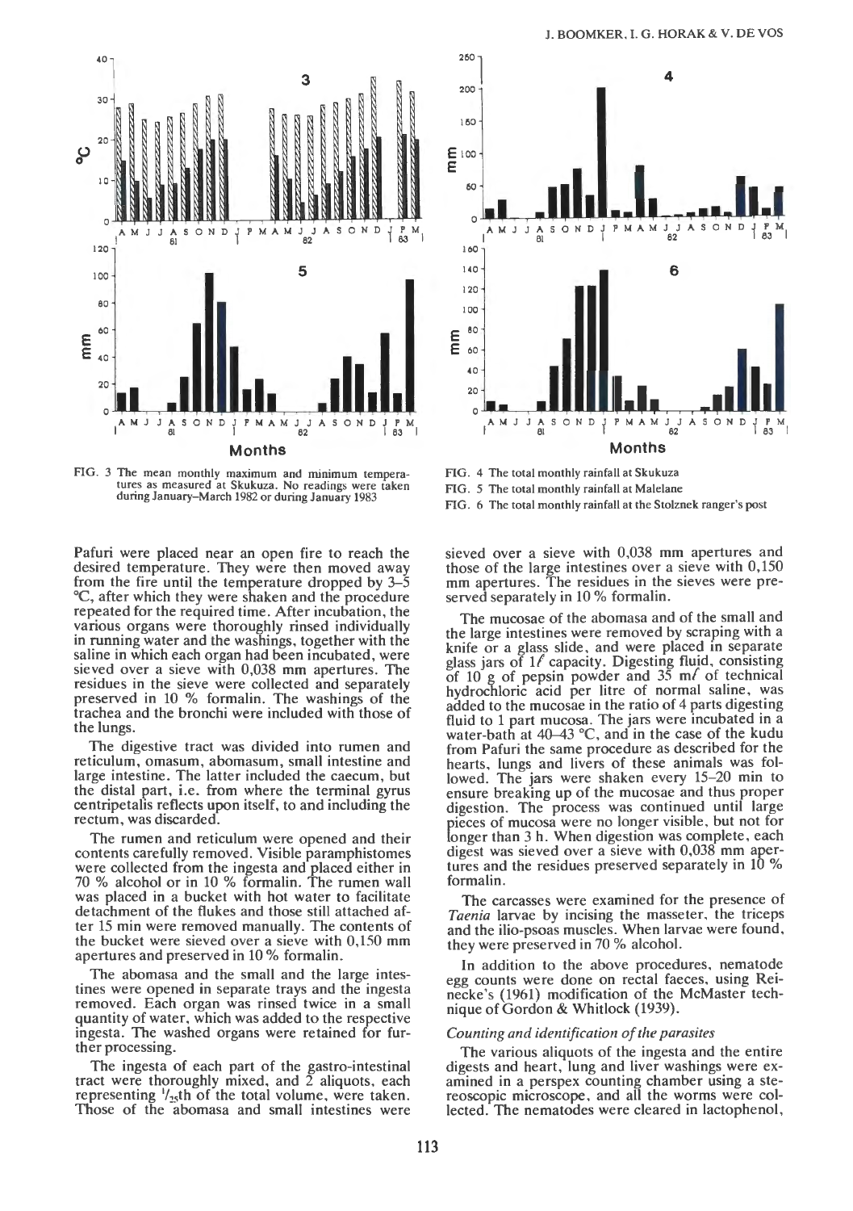FIG. 3 The mean monthly maximum and minimum temperatures as measured at Skukuza. No readings were taken during January–March 1982 or during January 1983

FIG. 4 The total monthly rainfall at Skukuza

FIG. 5 The total monthly rainfall at Malelane

FIG. 6 The total monthly rainfall at the Stolznek ranger's post

Pafuri were placed near an open fire to reach the desired temperature. They were then moved away from the fire until the temperature dropped by 3–5 °C, after which they were shaken and the procedure repeated for the required time. After incubation, the various organs were thoroughly rinsed individually in running water and the washings, together with the saline in which each organ had been incubated, were sieved over a sieve with 0,038 mm apertures. The residues in the sieve were collected and separately preserved in 10 % formalin. The washings of the trachea and the bronchi were included with those of the lungs.

The digestive tract was divided into rumen and reticulum, omasum, abomasum, small intestine and large intestine. The latter included the caecum, but the distal part, i.e. from where the terminal gyrus centripetalis reflects upon itself, to and including the rectum, was discarded.

The rumen and reticulum were opened and their contents carefully removed. Visible paramphistomes were collected from the ingesta and placed either in 70 % alcohol or in 10 % formalin. The rumen wall was placed in a bucket with hot water to facilitate detachment of the flukes and those still attached after 15 min were removed manually. The contents of the bucket were sieved over a sieve with 0,150 mm apertures and preserved in 10 % formalin.

The abomasa and the small and the large intestines were opened in separate trays and the ingesta removed. Each organ was rinsed twice in a small quantity of water, which was added to the respective ingesta. The washed organs were retained for further processing.

The ingesta of each part of the gastro-intestinal tract were thoroughly mixed, and 2 aliquots, each representing $^{1}/_{25}$th of the total volume, were taken. Those of the abomasa and small intestines were sieved over a sieve with 0,038 mm apertures and those of the large intestines over a sieve with 0,150 mm apertures. The residues in the sieves were preserved separately in 10 % formalin.

The mucosae of the abomasa and of the small and the large intestines were removed by scraping with a knife or a glass slide, and were placed in separate glass jars of 1 ℓ capacity. Digesting fluid, consisting of 10 g of pepsin powder and 35 mℓ of technical hydrochloric acid per litre of normal saline, was added to the mucosae in the ratio of 4 parts digesting fluid to 1 part mucosa. The jars were incubated in a water-bath at 40–43 °C, and in the case of the kudu from Pafuri the same procedure as described for the hearts, lungs and livers of these animals was followed. The jars were shaken every 15–20 min to ensure breaking up of the mucosae and thus proper digestion. The process was continued until large pieces of mucosa were no longer visible, but not for longer than 3 h. When digestion was complete, each digest was sieved over a sieve with 0,038 mm apertures and the residues preserved separately in 10 % formalin.

The carcasses were examined for the presence of *Taenia* larvae by incising the masseter, the triceps and the ilio-psoas muscles. When larvae were found, they were preserved in 70 % alcohol.

In addition to the above procedures, nematode egg counts were done on rectal faeces, using Reinecke's (1961) modification of the McMaster technique of Gordon & Whitlock (1939).

*Counting and identification of the parasites*

The various aliquots of the ingesta and the entire digests and heart, lung and liver washings were examined in a perspex counting chamber using a stereoscopic microscope, and all the worms were collected. The nematodes were cleared in lactophenol,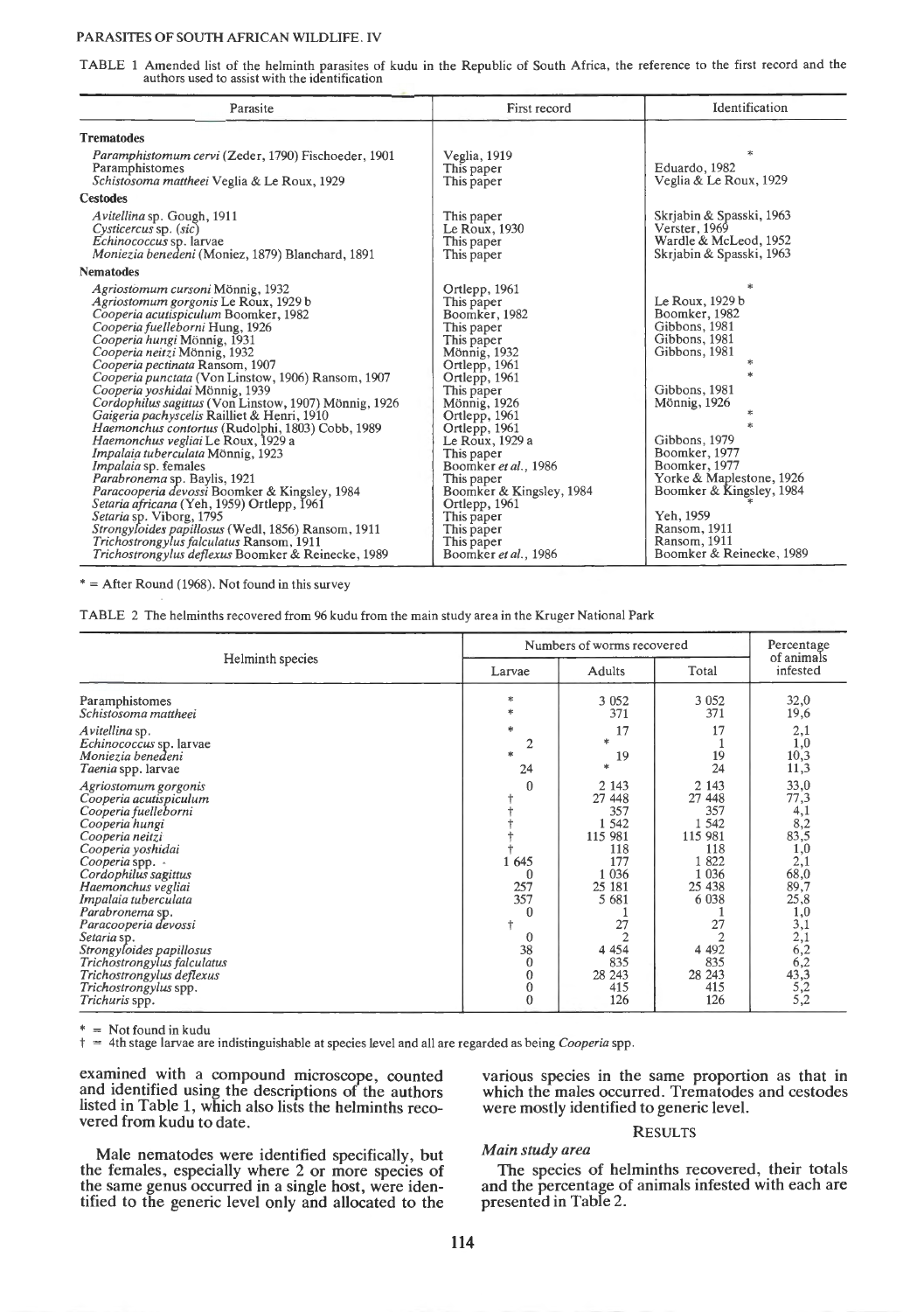TABLE 1 Amended list of the helminth parasites of kudu in the Republic of South Africa, the reference to the first record and the authors used to assist with the identification

| Parasite | First record | Identification |
|---|---|---|
| **Trematodes** | | |
| *Paramphistomum cervi* (Zeder, 1790) Fischoeder, 1901 | Veglia, 1919 | * |
| Paramphistomes | This paper | Eduardo, 1982 |
| *Schistosoma mattheei* Veglia & Le Roux, 1929 | This paper | Veglia & Le Roux, 1929 |
| **Cestodes** | | |
| *Avitellina* sp. Gough, 1911 | This paper | Skrjabin & Spasski, 1963 |
| *Cysticercus* sp. (*sic*) | Le Roux, 1930 | Verster, 1969 |
| *Echinococcus* sp. larvae | This paper | Wardle & McLeod, 1952 |
| *Moniezia benedeni* (Moniez, 1879) Blanchard, 1891 | This paper | Skrjabin & Spasski, 1963 |
| **Nematodes** | | |
| *Agriostomum cursoni* Mönnig, 1932 | Ortlepp, 1961 | * |
| *Agriostomum gorgonis* Le Roux, 1929 b | This paper | Le Roux, 1929 b |
| *Cooperia acutispiculum* Boomker, 1982 | Boomker, 1982 | Boomker, 1982 |
| *Cooperia fuelleborni* Hung, 1926 | This paper | Gibbons, 1981 |
| *Cooperia hungi* Mönnig, 1931 | This paper | Gibbons, 1981 |
| *Cooperia neitzi* Mönnig, 1932 | Mönnig, 1932 | Gibbons, 1981 |
| *Cooperia pectinata* Ransom, 1907 | Ortlepp, 1961 | * |
| *Cooperia punctata* (Von Linstow, 1906) Ransom, 1907 | Ortlepp, 1961 | * |
| *Cooperia yoshidai* Mönnig, 1939 | This paper | Gibbons, 1981 |
| *Cordophilus sagittus* (Von Linstow, 1907) Mönnig, 1926 | Mönnig, 1926 | Mönnig, 1926 |
| *Gaigeria pachyscelis* Railliet & Henri, 1910 | Ortlepp, 1961 | * |
| *Haemonchus contortus* (Rudolphi, 1803) Cobb, 1989 | Ortlepp, 1961 | * |
| *Haemonchus vegliai* Le Roux, 1929 a | Le Roux, 1929 a | Gibbons, 1979 |
| *Impalaia tuberculata* Mönnig, 1923 | This paper | Boomker, 1977 |
| *Impalaia* sp. females | Boomker *et al.*, 1986 | Boomker, 1977 |
| *Parabronema* sp. Baylis, 1921 | This paper | Yorke & Maplestone, 1926 |
| *Paracooperia devossi* Boomker & Kingsley, 1984 | Boomker & Kingsley, 1984 | Boomker & Kingsley, 1984 |
| *Setaria africana* (Yeh, 1959) Ortlepp, 1961 | Ortlepp, 1961 | * |
| *Setaria* sp. Viborg, 1795 | This paper | Yeh, 1959 |
| *Strongyloides papillosus* (Wedl, 1856) Ransom, 1911 | This paper | Ransom, 1911 |
| *Trichostrongylus falculatus* Ransom, 1911 | This paper | Ransom, 1911 |
| *Trichostrongylus deflexus* Boomker & Reinecke, 1989 | Boomker *et al.*, 1986 | Boomker & Reinecke, 1989 |

* = After Round (1968). Not found in this survey

TABLE 2 The helminths recovered from 96 kudu from the main study area in the Kruger National Park

| Helminth species | Numbers of worms recovered | | | Percentage of animals infested |
|---|---|---|---|---|
| | Larvae | Adults | Total | |
| Paramphistomes | * | 3 052 | 3 052 | 32,0 |
| *Schistosoma mattheei* | * | 371 | 371 | 19,6 |
| *Avitellina* sp. | * | 17 | 17 | 2,1 |
| *Echinococcus* sp. larvae | 2 | * | 1 | 1,0 |
| *Moniezia benedeni* | * | 19 | 19 | 10,3 |
| *Taenia* spp. larvae | 24 | * | 24 | 11,3 |
| *Agriostomum gorgonis* | 0 | 2 143 | 2 143 | 33,0 |
| *Cooperia acutispiculum* | † | 27 448 | 27 448 | 77,3 |
| *Cooperia fuelleborni* | † | 357 | 357 | 4,1 |
| *Cooperia hungi* | † | 1 542 | 1 542 | 8,2 |
| *Cooperia neitzi* | † | 115 981 | 115 981 | 83,5 |
| *Cooperia yoshidai* | † | 118 | 118 | 1,0 |
| *Cooperia* spp. | 1 645 | 177 | 1 822 | 2,1 |
| *Cordophilus sagittus* | 0 | 1 036 | 1 036 | 68,0 |
| *Haemonchus vegliai* | 257 | 25 181 | 25 438 | 89,7 |
| *Impalaia tuberculata* | 357 | 5 681 | 6 038 | 25,8 |
| *Parabronema* sp. | 0 | 1 | 1 | 1,0 |
| *Paracooperia devossi* | † | 27 | 27 | 3,1 |
| *Setaria* sp. | 0 | 2 | 2 | 2,1 |
| *Strongyloides papillosus* | 38 | 4 454 | 4 492 | 6,2 |
| *Trichostrongylus falculatus* | 0 | 835 | 835 | 6,2 |
| *Trichostrongylus deflexus* | 0 | 28 243 | 28 243 | 43,3 |
| *Trichostrongylus* spp. | 0 | 415 | 415 | 5,2 |
| *Trichuris* spp. | 0 | 126 | 126 | 5,2 |

* = Not found in kudu
† = 4th stage larvae are indistinguishable at species level and all are regarded as being *Cooperia* spp.

examined with a compound microscope, counted and identified using the descriptions of the authors listed in Table 1, which also lists the helminths recovered from kudu to date.

Male nematodes were identified specifically, but the females, especially where 2 or more species of the same genus occurred in a single host, were identified to the generic level only and allocated to the various species in the same proportion as that in which the males occurred. Trematodes and cestodes were mostly identified to generic level.

## RESULTS

### *Main study area*

The species of helminths recovered, their totals and the percentage of animals infested with each are presented in Table 2.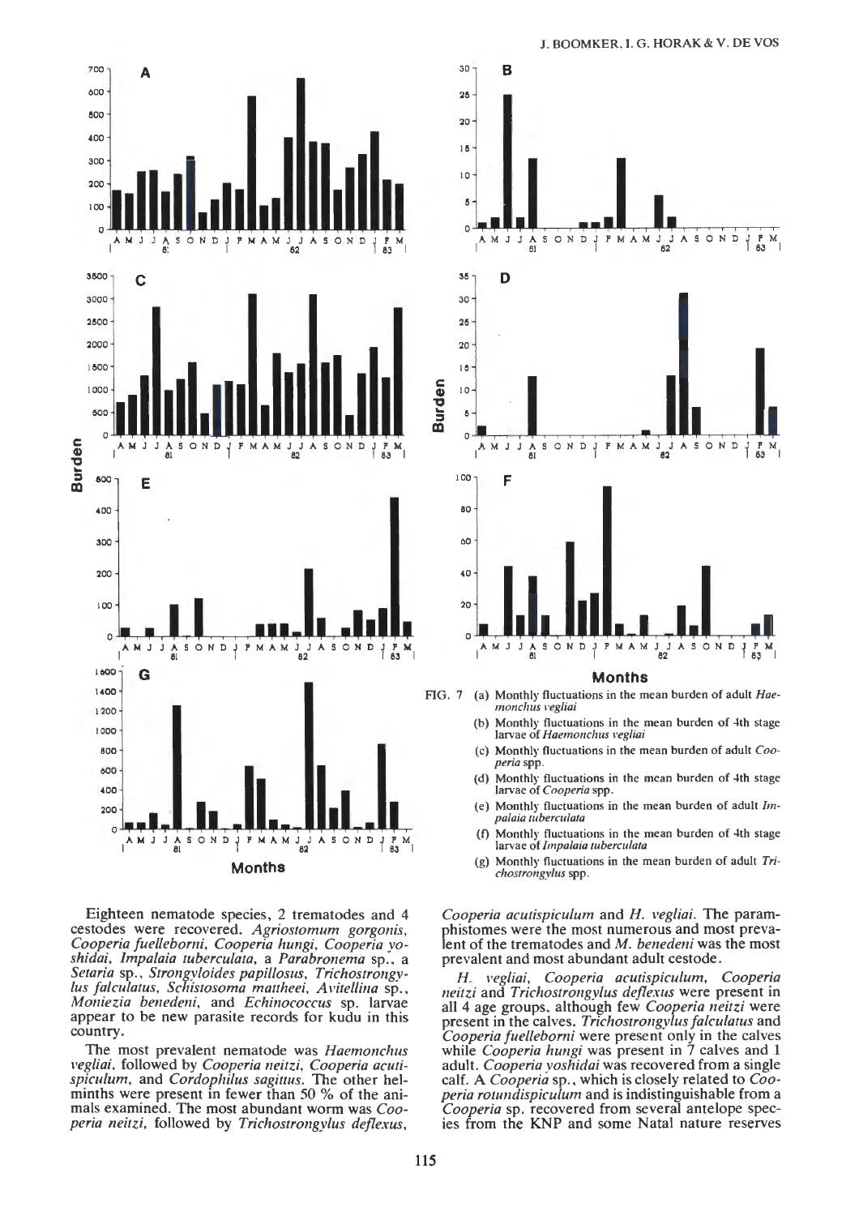FIG. 7 (a) Monthly fluctuations in the mean burden of adult *Haemonchus vegliai*

(b) Monthly fluctuations in the mean burden of 4th stage larvae of *Haemonchus vegliai*

(c) Monthly fluctuations in the mean burden of adult *Cooperia* spp.

(d) Monthly fluctuations in the mean burden of 4th stage larvae of *Cooperia* spp.

(e) Monthly fluctuations in the mean burden of adult *Impalaia tuberculata*

(f) Monthly fluctuations in the mean burden of 4th stage larvae of *Impalaia tuberculata*

(g) Monthly fluctuations in the mean burden of adult *Trichostrongylus* spp.

Eighteen nematode species, 2 trematodes and 4 cestodes were recovered. *Agriostomum gorgonis*, *Cooperia fuelleborni*, *Cooperia hungi*, *Cooperia yoshidai*, *Impalaia tuberculata*, a *Parabronema* sp., a *Setaria* sp., *Strongyloides papillosus*, *Trichostrongylus falculatus*, *Schistosoma mattheei*, *Avitellina* sp., *Moniezia benedeni*, and *Echinococcus* sp. larvae appear to be new parasite records for kudu in this country.

The most prevalent nematode was *Haemonchus vegliai*, followed by *Cooperia neitzi*, *Cooperia acutispiculum*, and *Cordophilus sagittus*. The other helminths were present in fewer than 50 % of the animals examined. The most abundant worm was *Cooperia neitzi*, followed by *Trichostrongylus deflexus*, *Cooperia acutispiculum* and *H. vegliai*. The paramphistomes were the most numerous and most prevalent of the trematodes and *M. benedeni* was the most prevalent and most abundant adult cestode.

*H. vegliai*, *Cooperia acutispiculum*, *Cooperia neitzi* and *Trichostrongylus deflexus* were present in all 4 age groups, although few *Cooperia neitzi* were present in the calves. *Trichostrongylus falculatus* and *Cooperia fuelleborni* were present only in the calves while *Cooperia hungi* was present in 7 calves and 1 adult. *Cooperia yoshidai* was recovered from a single calf. A *Cooperia* sp., which is closely related to *Cooperia rotundispiculum* and is indistinguishable from a *Cooperia* sp. recovered from several antelope species from the KNP and some Natal nature reserves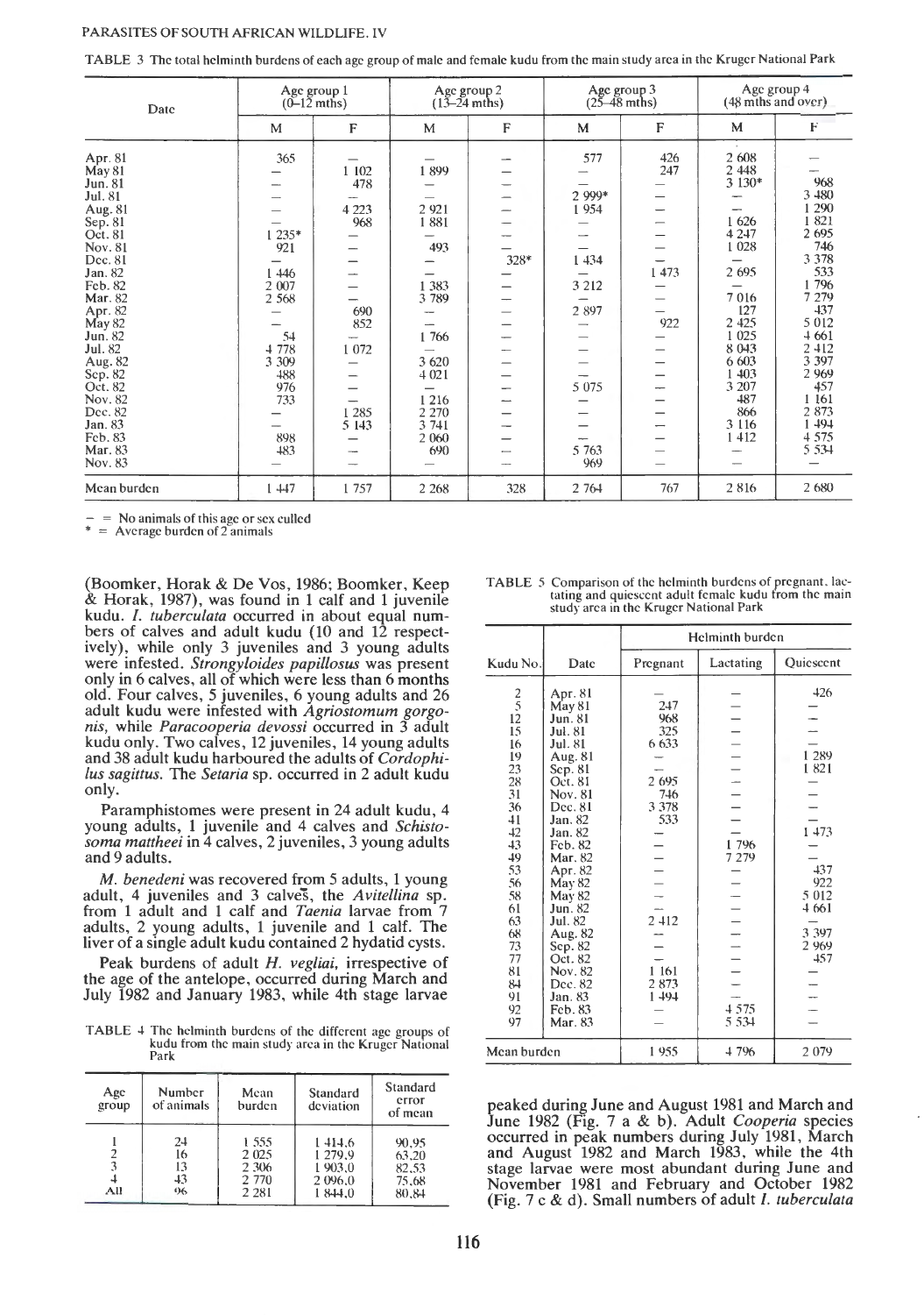TABLE 3 The total helminth burdens of each age group of male and female kudu from the main study area in the Kruger National Park

| Date | Age group 1 (0–12 mths) | | Age group 2 (13–24 mths) | | Age group 3 (25–48 mths) | | Age group 4 (48 mths and over) | |
|---|---|---|---|---|---|---|---|---|
| | M | F | M | F | M | F | M | F |
| Apr. 81 | 365 | — | — | — | 577 | 426 | 2 608 | — |
| May 81 | — | 1 102 | 1 899 | — | — | 247 | 2 448 | — |
| Jun. 81 | — | 478 | — | — | — | — | 3 130* | 968 |
| Jul. 81 | — | — | — | — | 2 999* | — | — | 3 480 |
| Aug. 81 | — | 4 223 | 2 921 | — | 1 954 | — | — | 1 290 |
| Sep. 81 | — | 968 | 1 881 | — | — | — | 1 626 | 1 821 |
| Oct. 81 | 1 235* | — | — | — | — | — | 4 247 | 2 695 |
| Nov. 81 | 921 | — | 493 | — | — | — | 1 028 | 746 |
| Dec. 81 | — | — | — | 328* | 1 434 | — | — | 3 378 |
| Jan. 82 | 1 446 | — | — | — | — | 1 473 | 2 695 | 533 |
| Feb. 82 | 2 007 | — | 1 383 | — | 3 212 | — | — | 1 796 |
| Mar. 82 | 2 568 | — | 3 789 | — | — | — | 7 016 | 7 279 |
| Apr. 82 | — | 690 | — | — | 2 897 | — | 127 | 437 |
| May 82 | — | 852 | — | — | — | 922 | 2 425 | 5 012 |
| Jun. 82 | 54 | — | 1 766 | — | — | — | 1 025 | 4 661 |
| Jul. 82 | 4 778 | 1 072 | — | — | — | — | 8 043 | 2 412 |
| Aug. 82 | 3 309 | — | 3 620 | — | — | — | 6 603 | 3 397 |
| Sep. 82 | 488 | — | 4 021 | — | — | — | 1 403 | 2 969 |
| Oct. 82 | 976 | — | — | — | 5 075 | — | 3 207 | 457 |
| Nov. 82 | 733 | — | 1 216 | — | — | — | 487 | 1 161 |
| Dec. 82 | — | 1 285 | 2 270 | — | — | — | 866 | 2 873 |
| Jan. 83 | — | 5 143 | 3 741 | — | — | — | 3 116 | 1 494 |
| Feb. 83 | 898 | — | 2 060 | — | — | — | 1 412 | 4 575 |
| Mar. 83 | 483 | — | 690 | — | 5 763 | — | — | 5 534 |
| Nov. 83 | — | — | — | — | 969 | — | — | — |
| Mean burden | 1 447 | 1 757 | 2 268 | 328 | 2 764 | 767 | 2 816 | 2 680 |

— = No animals of this age or sex culled
\* = Average burden of 2 animals

(Boomker, Horak & De Vos, 1986; Boomker, Keep & Horak, 1987), was found in 1 calf and 1 juvenile kudu. *I. tuberculata* occurred in about equal numbers of calves and adult kudu (10 and 12 respectively), while only 3 juveniles and 3 young adults were infested. *Strongyloides papillosus* was present only in 6 calves, all of which were less than 6 months old. Four calves, 5 juveniles, 6 young adults and 26 adult kudu were infested with *Agriostomum gorgonis*, while *Paracooperia devossi* occurred in 3 adult kudu only. Two calves, 12 juveniles, 14 young adults and 38 adult kudu harboured the adults of *Cordophilus sagittus*. The *Setaria* sp. occurred in 2 adult kudu only.

Paramphistomes were present in 24 adult kudu, 4 young adults, 1 juvenile and 4 calves and *Schistosoma mattheei* in 4 calves, 2 juveniles, 3 young adults and 9 adults.

*M. benedeni* was recovered from 5 adults, 1 young adult, 4 juveniles and 3 calves, the *Avitellina* sp. from 1 adult and 1 calf and *Taenia* larvae from 7 adults, 2 young adults, 1 juvenile and 1 calf. The liver of a single adult kudu contained 2 hydatid cysts.

Peak burdens of adult *H. vegliai*, irrespective of the age of the antelope, occurred during March and July 1982 and January 1983, while 4th stage larvae peaked during June and August 1981 and March and June 1982 (Fig. 7 a & b). Adult *Cooperia* species occurred in peak numbers during July 1981, March and August 1982 and March 1983, while the 4th stage larvae were most abundant during June and November 1981 and February and October 1982 (Fig. 7 c & d). Small numbers of adult *I. tuberculata*

TABLE 4 The helminth burdens of the different age groups of kudu from the main study area in the Kruger National Park

| Age group | Number of animals | Mean burden | Standard deviation | Standard error of mean |
|---|---|---|---|---|
| 1 | 24 | 1 555 | 1 414,6 | 90,95 |
| 2 | 16 | 2 025 | 1 279,9 | 63,20 |
| 3 | 13 | 2 306 | 1 903,0 | 82,53 |
| 4 | 43 | 2 770 | 2 096,0 | 75,68 |
| All | 96 | 2 281 | 1 844,0 | 80,84 |

TABLE 5 Comparison of the helminth burdens of pregnant, lactating and quiescent adult female kudu from the main study area in the Kruger National Park

| Kudu No. | Date | Helminth burden | | |
|---|---|---|---|---|
| | | Pregnant | Lactating | Quiescent |
| 2 | Apr. 81 | — | — | 426 |
| 5 | May 81 | 247 | — | — |
| 12 | Jun. 81 | 968 | — | — |
| 15 | Jul. 81 | 325 | — | — |
| 16 | Jul. 81 | 6 633 | — | — |
| 19 | Aug. 81 | — | — | 1 289 |
| 23 | Sep. 81 | — | — | 1 821 |
| 28 | Oct. 81 | 2 695 | — | — |
| 31 | Nov. 81 | 746 | — | — |
| 36 | Dec. 81 | 3 378 | — | — |
| 41 | Jan. 82 | 533 | — | — |
| 42 | Jan. 82 | — | — | 1 473 |
| 43 | Feb. 82 | — | 1 796 | — |
| 49 | Mar. 82 | — | 7 279 | — |
| 53 | Apr. 82 | — | — | 437 |
| 56 | May 82 | — | — | 922 |
| 58 | May 82 | — | — | 5 012 |
| 61 | Jun. 82 | — | — | 4 661 |
| 63 | Jul. 82 | 2 412 | — | — |
| 68 | Aug. 82 | — | — | 3 397 |
| 73 | Sep. 82 | — | — | 2 969 |
| 77 | Oct. 82 | — | — | 457 |
| 81 | Nov. 82 | 1 161 | — | — |
| 84 | Dec. 82 | 2 873 | — | — |
| 91 | Jan. 83 | 1 494 | — | — |
| 92 | Feb. 83 | — | 4 575 | — |
| 97 | Mar. 83 | — | 5 534 | — |
| Mean burden | | 1 955 | 4 796 | 2 079 |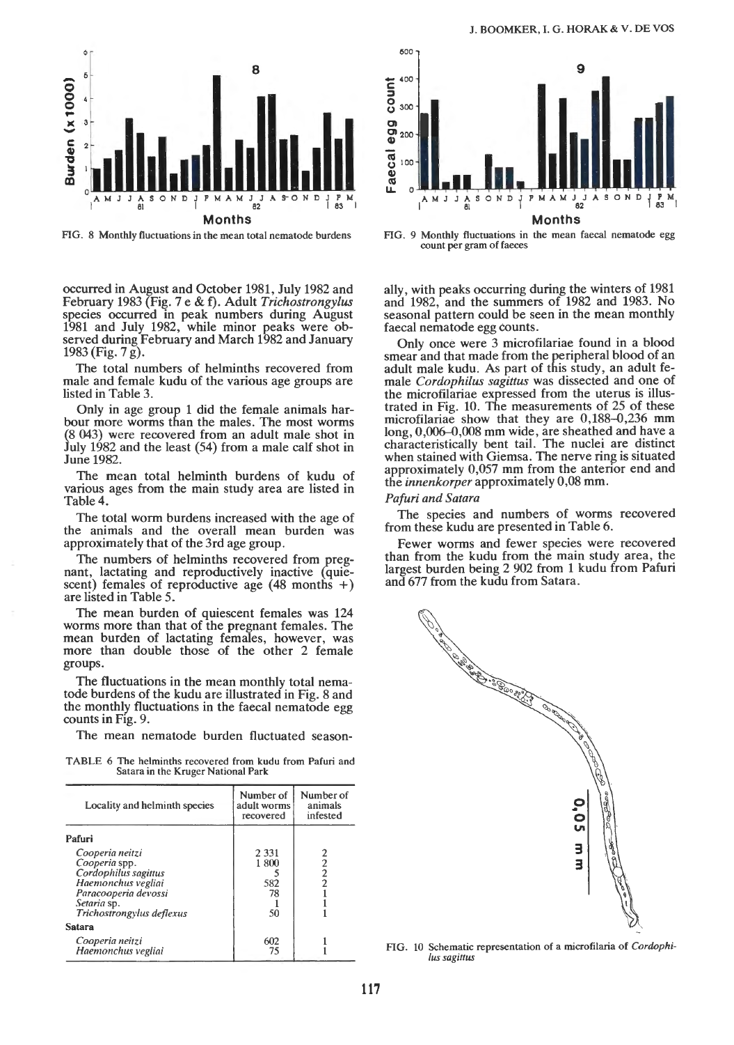FIG. 8 Monthly fluctuations in the mean total nematode burdens

FIG. 9 Monthly fluctuations in the mean faecal nematode egg count per gram of faeces

occurred in August and October 1981, July 1982 and February 1983 (Fig. 7 e & f). Adult *Trichostrongylus* species occurred in peak numbers during August 1981 and July 1982, while minor peaks were observed during February and March 1982 and January 1983 (Fig. 7 g).

The total numbers of helminths recovered from male and female kudu of the various age groups are listed in Table 3.

Only in age group 1 did the female animals harbour more worms than the males. The most worms (8 043) were recovered from an adult male shot in July 1982 and the least (54) from a male calf shot in June 1982.

The mean total helminth burdens of kudu of various ages from the main study area are listed in Table 4.

The total worm burdens increased with the age of the animals and the overall mean burden was approximately that of the 3rd age group.

The numbers of helminths recovered from pregnant, lactating and reproductively inactive (quiescent) females of reproductive age (48 months +) are listed in Table 5.

The mean burden of quiescent females was 124 worms more than that of the pregnant females. The mean burden of lactating females, however, was more than double those of the other 2 female groups.

The fluctuations in the mean monthly total nematode burdens of the kudu are illustrated in Fig. 8 and the monthly fluctuations in the faecal nematode egg counts in Fig. 9.

The mean nematode burden fluctuated seasonally, with peaks occurring during the winters of 1981 and 1982, and the summers of 1982 and 1983. No seasonal pattern could be seen in the mean monthly faecal nematode egg counts.

Only once were 3 microfilariae found in a blood smear and that made from the peripheral blood of an adult male kudu. As part of this study, an adult female *Cordophilus sagittus* was dissected and one of the microfilariae expressed from the uterus is illustrated in Fig. 10. The measurements of 25 of these microfilariae show that they are 0,188–0,236 mm long, 0,006–0,008 mm wide, are sheathed and have a characteristically bent tail. The nuclei are distinct when stained with Giemsa. The nerve ring is situated approximately 0,057 mm from the anterior end and the *innenkorper* approximately 0,08 mm.

*Pafuri and Satara*

The species and numbers of worms recovered from these kudu are presented in Table 6.

Fewer worms and fewer species were recovered than from the kudu from the main study area, the largest burden being 2 902 from 1 kudu from Pafuri and 677 from the kudu from Satara.

TABLE 6 The helminths recovered from kudu from Pafuri and Satara in the Kruger National Park

| Locality and helminth species | Number of adult worms recovered | Number of animals infested |
|---|---|---|
| **Pafuri** | | |
| *Cooperia neitzi* | 2 331 | 2 |
| *Cooperia* spp. | 1 800 | 2 |
| *Cordophilus sagittus* | 5 | 2 |
| *Haemonchus vegliai* | 582 | 2 |
| *Paracooperia devossi* | 78 | 1 |
| *Setaria* sp. | 1 | 1 |
| *Trichostrongylus deflexus* | 50 | 1 |
| **Satara** | | |
| *Cooperia neitzi* | 602 | 1 |
| *Haemonchus vegliai* | 75 | 1 |

FIG. 10 Schematic representation of a microfilaria of *Cordophilus sagittus*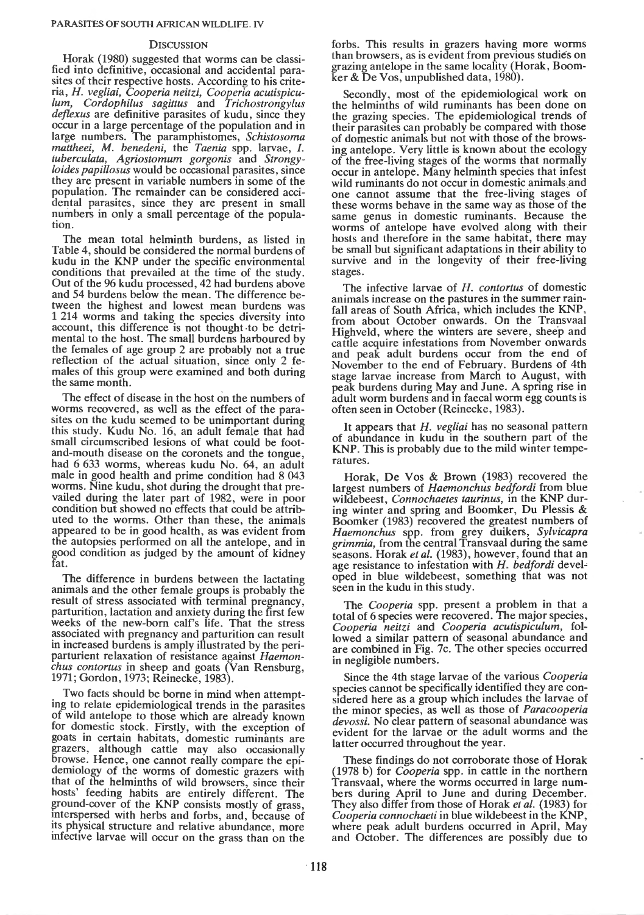## Discussion

Horak (1980) suggested that worms can be classified into definitive, occasional and accidental parasites of their respective hosts. According to his criteria, *H. vegliai*, *Cooperia neitzi*, *Cooperia acutispiculum*, *Cordophilus sagittus* and *Trichostrongylus deflexus* are definitive parasites of kudu, since they occur in a large percentage of the population and in large numbers. The paramphistomes, *Schistosoma mattheei*, *M. benedeni*, the *Taenia* spp. larvae, *I. tuberculata*, *Agriostomum gorgonis* and *Strongyloides papillosus* would be occasional parasites, since they are present in variable numbers in some of the population. The remainder can be considered accidental parasites, since they are present in small numbers in only a small percentage of the population.

The mean total helminth burdens, as listed in Table 4, should be considered the normal burdens of kudu in the KNP under the specific environmental conditions that prevailed at the time of the study. Out of the 96 kudu processed, 42 had burdens above and 54 burdens below the mean. The difference between the highest and lowest mean burdens was 1 214 worms and taking the species diversity into account, this difference is not thought to be detrimental to the host. The small burdens harboured by the females of age group 2 are probably not a true reflection of the actual situation, since only 2 females of this group were examined and both during the same month.

The effect of disease in the host on the numbers of worms recovered, as well as the effect of the parasites on the kudu seemed to be unimportant during this study. Kudu No. 16, an adult female that had small circumscribed lesions of what could be foot-and-mouth disease on the coronets and the tongue, had 6 633 worms, whereas kudu No. 64, an adult male in good health and prime condition had 8 043 worms. Nine kudu, shot during the drought that prevailed during the later part of 1982, were in poor condition but showed no effects that could be attributed to the worms. Other than these, the animals appeared to be in good health, as was evident from the autopsies performed on all the antelope, and in good condition as judged by the amount of kidney fat.

The difference in burdens between the lactating animals and the other female groups is probably the result of stress associated with terminal pregnancy, parturition, lactation and anxiety during the first few weeks of the new-born calf's life. That the stress associated with pregnancy and parturition can result in increased burdens is amply illustrated by the periparturient relaxation of resistance against *Haemonchus contortus* in sheep and goats (Van Rensburg, 1971; Gordon, 1973; Reinecke, 1983).

Two facts should be borne in mind when attempting to relate epidemiological trends in the parasites of wild antelope to those which are already known for domestic stock. Firstly, with the exception of goats in certain habitats, domestic ruminants are grazers, although cattle may also occasionally browse. Hence, one cannot really compare the epidemiology of the worms of domestic grazers with that of the helminths of wild browsers, since their hosts' feeding habits are entirely different. The ground-cover of the KNP consists mostly of grass, interspersed with herbs and forbs, and, because of its physical structure and relative abundance, more infective larvae will occur on the grass than on the forbs. This results in grazers having more worms than browsers, as is evident from previous studies on grazing antelope in the same locality (Horak, Boomker & De Vos, unpublished data, 1980).

Secondly, most of the epidemiological work on the helminths of wild ruminants has been done on the grazing species. The epidemiological trends of their parasites can probably be compared with those of domestic animals but not with those of the browsing antelope. Very little is known about the ecology of the free-living stages of the worms that normally occur in antelope. Many helminth species that infest wild ruminants do not occur in domestic animals and one cannot assume that the free-living stages of these worms behave in the same way as those of the same genus in domestic ruminants. Because the worms of antelope have evolved along with their hosts and therefore in the same habitat, there may be small but significant adaptations in their ability to survive and in the longevity of their free-living stages.

The infective larvae of *H. contortus* of domestic animals increase on the pastures in the summer rainfall areas of South Africa, which includes the KNP, from about October onwards. On the Transvaal Highveld, where the winters are severe, sheep and cattle acquire infestations from November onwards and peak adult burdens occur from the end of November to the end of February. Burdens of 4th stage larvae increase from March to August, with peak burdens during May and June. A spring rise in adult worm burdens and in faecal worm egg counts is often seen in October (Reinecke, 1983).

It appears that *H. vegliai* has no seasonal pattern of abundance in kudu in the southern part of the KNP. This is probably due to the mild winter temperatures.

Horak, De Vos & Brown (1983) recovered the largest numbers of *Haemonchus bedfordi* from blue wildebeest, *Connochaetes taurinus*, in the KNP during winter and spring and Boomker, Du Plessis & Boomker (1983) recovered the greatest numbers of *Haemonchus* spp. from grey duikers, *Sylvicapra grimmia*, from the central Transvaal during the same seasons. Horak *et al.* (1983), however, found that an age resistance to infestation with *H. bedfordi* developed in blue wildebeest, something that was not seen in the kudu in this study.

The *Cooperia* spp. present a problem in that a total of 6 species were recovered. The major species, *Cooperia neitzi* and *Cooperia acutispiculum*, followed a similar pattern of seasonal abundance and are combined in Fig. 7c. The other species occurred in negligible numbers.

Since the 4th stage larvae of the various *Cooperia* species cannot be specifically identified they are considered here as a group which includes the larvae of the minor species, as well as those of *Paracooperia devossi*. No clear pattern of seasonal abundance was evident for the larvae or the adult worms and the latter occurred throughout the year.

These findings do not corroborate those of Horak (1978 b) for *Cooperia* spp. in cattle in the northern Transvaal, where the worms occurred in large numbers during April to June and during December. They also differ from those of Horak *et al.* (1983) for *Cooperia connochaeti* in blue wildebeest in the KNP, where peak adult burdens occurred in April, May and October. The differences are possibly due to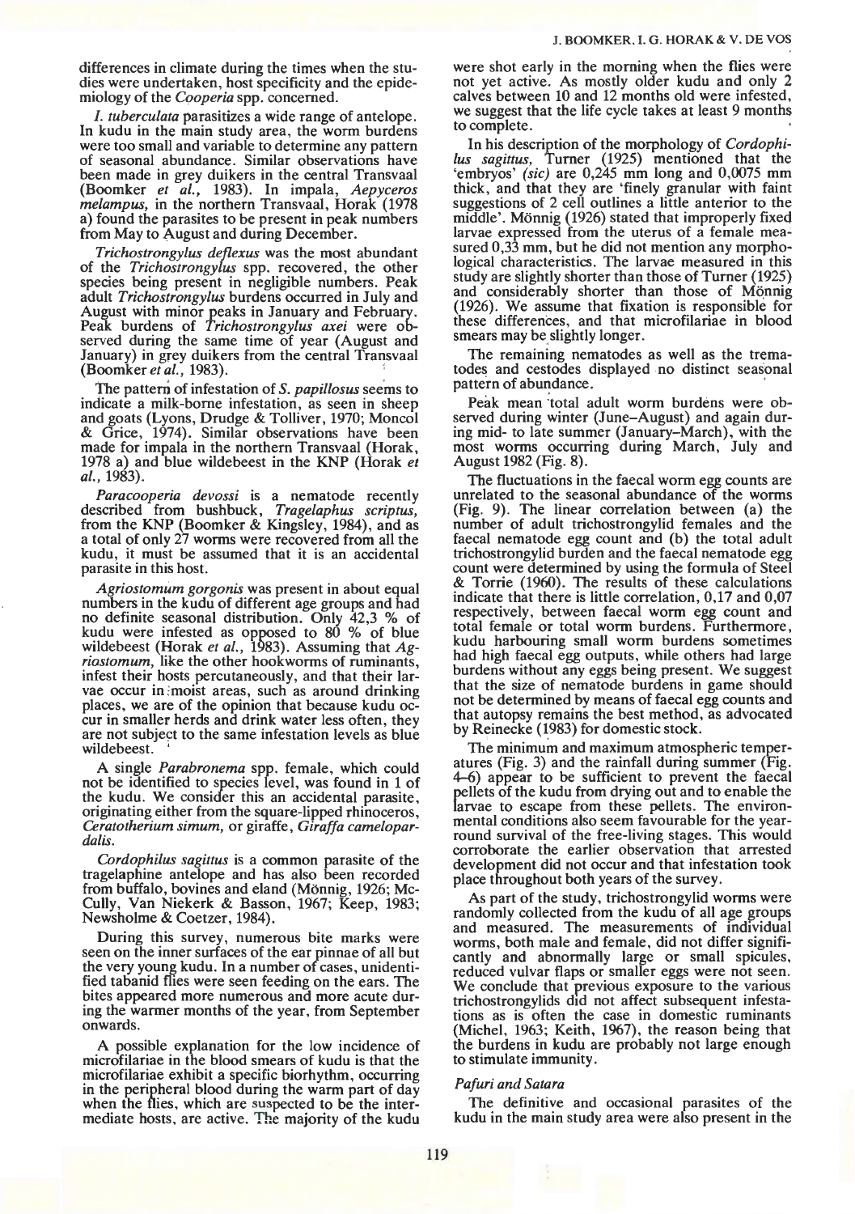differences in climate during the times when the studies were undertaken, host specificity and the epidemiology of the *Cooperia* spp. concerned.

*I. tuberculata* parasitizes a wide range of antelope. In kudu in the main study area, the worm burdens were too small and variable to determine any pattern of seasonal abundance. Similar observations have been made in grey duikers in the central Transvaal (Boomker *et al.*, 1983). In impala, *Aepyceros melampus*, in the northern Transvaal, Horak (1978 a) found the parasites to be present in peak numbers from May to August and during December.

*Trichostrongylus deflexus* was the most abundant of the *Trichostrongylus* spp. recovered, the other species being present in negligible numbers. Peak adult *Trichostrongylus* burdens occurred in July and August with minor peaks in January and February. Peak burdens of *Trichostrongylus axei* were observed during the same time of year (August and January) in grey duikers from the central Transvaal (Boomker *et al.*, 1983).

The pattern of infestation of *S. papillosus* seems to indicate a milk-borne infestation, as seen in sheep and goats (Lyons, Drudge & Tolliver, 1970; Moncol & Grice, 1974). Similar observations have been made for impala in the northern Transvaal (Horak, 1978 a) and blue wildebeest in the KNP (Horak *et al.*, 1983).

*Paracooperia devossi* is a nematode recently described from bushbuck, *Tragelaphus scriptus*, from the KNP (Boomker & Kingsley, 1984), and as a total of only 27 worms were recovered from all the kudu, it must be assumed that it is an accidental parasite in this host.

*Agriostomum gorgonis* was present in about equal numbers in the kudu of different age groups and had no definite seasonal distribution. Only 42,3 % of kudu were infested as opposed to 80 % of blue wildebeest (Horak *et al.*, 1983). Assuming that *Agriostomum*, like the other hookworms of ruminants, infest their hosts percutaneously, and that their larvae occur in moist areas, such as around drinking places, we are of the opinion that because kudu occur in smaller herds and drink water less often, they are not subject to the same infestation levels as blue wildebeest.

A single *Parabronema* spp. female, which could not be identified to species level, was found in 1 of the kudu. We consider this an accidental parasite, originating either from the square-lipped rhinoceros, *Ceratotherium simum*, or giraffe, *Giraffa camelopardalis*.

*Cordophilus sagittus* is a common parasite of the tragelaphine antelope and has also been recorded from buffalo, bovines and eland (Mönnig, 1926; McCully, Van Niekerk & Basson, 1967; Keep, 1983; Newsholme & Coetzer, 1984).

During this survey, numerous bite marks were seen on the inner surfaces of the ear pinnae of all but the very young kudu. In a number of cases, unidentified tabanid flies were seen feeding on the ears. The bites appeared more numerous and more acute during the warmer months of the year, from September onwards.

A possible explanation for the low incidence of microfilariae in the blood smears of kudu is that the microfilariae exhibit a specific biorhythm, occurring in the peripheral blood during the warm part of day when the flies, which are suspected to be the intermediate hosts, are active. The majority of the kudu were shot early in the morning when the flies were not yet active. As mostly older kudu and only 2 calves between 10 and 12 months old were infested, we suggest that the life cycle takes at least 9 months to complete.

In his description of the morphology of *Cordophilus sagittus*, Turner (1925) mentioned that the 'embryos' *(sic)* are 0,245 mm long and 0,0075 mm thick, and that they are 'finely granular with faint suggestions of 2 cell outlines a little anterior to the middle'. Mönnig (1926) stated that improperly fixed larvae expressed from the uterus of a female measured 0,33 mm, but he did not mention any morphological characteristics. The larvae measured in this study are slightly shorter than those of Turner (1925) and considerably shorter than those of Mönnig (1926). We assume that fixation is responsible for these differences, and that microfilariae in blood smears may be slightly longer.

The remaining nematodes as well as the trematodes and cestodes displayed no distinct seasonal pattern of abundance.

Peak mean total adult worm burdens were observed during winter (June–August) and again during mid- to late summer (January–March), with the most worms occurring during March, July and August 1982 (Fig. 8).

The fluctuations in the faecal worm egg counts are unrelated to the seasonal abundance of the worms (Fig. 9). The linear correlation between (a) the number of adult trichostrongylid females and the faecal nematode egg count and (b) the total adult trichostrongylid burden and the faecal nematode egg count were determined by using the formula of Steel & Torrie (1960). The results of these calculations indicate that there is little correlation, 0,17 and 0,07 respectively, between faecal worm egg count and total female or total worm burdens. Furthermore, kudu harbouring small worm burdens sometimes had high faecal egg outputs, while others had large burdens without any eggs being present. We suggest that the size of nematode burdens in game should not be determined by means of faecal egg counts and that autopsy remains the best method, as advocated by Reinecke (1983) for domestic stock.

The minimum and maximum atmospheric temperatures (Fig. 3) and the rainfall during summer (Fig. 4–6) appear to be sufficient to prevent the faecal pellets of the kudu from drying out and to enable the larvae to escape from these pellets. The environmental conditions also seem favourable for the year-round survival of the free-living stages. This would corroborate the earlier observation that arrested development did not occur and that infestation took place throughout both years of the survey.

As part of the study, trichostrongylid worms were randomly collected from the kudu of all age groups and measured. The measurements of individual worms, both male and female, did not differ significantly and abnormally large or small spicules, reduced vulvar flaps or smaller eggs were not seen. We conclude that previous exposure to the various trichostrongylids did not affect subsequent infestations as is often the case in domestic ruminants (Michel, 1963; Keith, 1967), the reason being that the burdens in kudu are probably not large enough to stimulate immunity.

### *Pafuri and Satara*

The definitive and occasional parasites of the kudu in the main study area were also present in the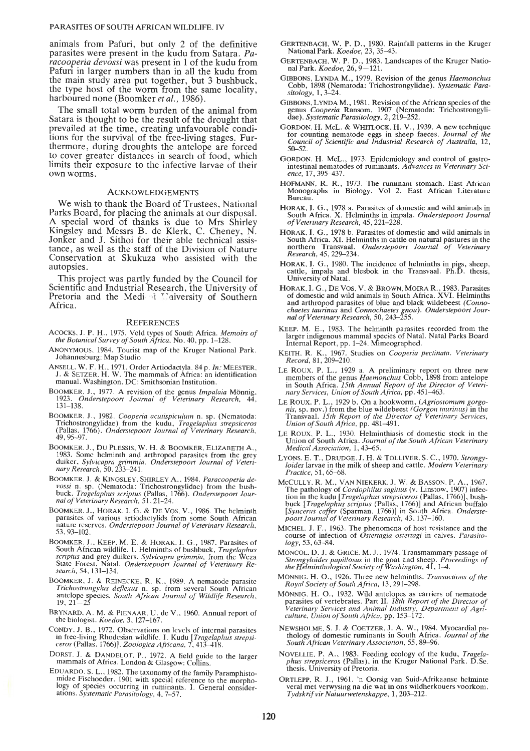animals from Pafuri, but only 2 of the definitive parasites were present in the kudu from Satara. *Paracooperia devossi* was present in 1 of the kudu from Pafuri in larger numbers than in all the kudu from the main study area put together, but 3 bushbuck, the type host of the worm from the same locality, harboured none (Boomker *et al.*, 1986).

The small total worm burden of the animal from Satara is thought to be the result of the drought that prevailed at the time, creating unfavourable conditions for the survival of the free-living stages. Furthermore, during droughts the antelope are forced to cover greater distances in search of food, which limits their exposure to the infective larvae of their own worms.

## ACKNOWLEDGEMENTS

We wish to thank the Board of Trustees, National Parks Board, for placing the animals at our disposal. A special word of thanks is due to Mrs Shirley Kingsley and Messrs B. de Klerk, C. Cheney, N. Jonker and J. Sithoi for their able technical assistance, as well as the staff of the Division of Nature Conservation at Skukuza who assisted with the autopsies.

This project was partly funded by the Council for Scientific and Industrial Research, the University of Pretoria and the Medical University of Southern Africa.

## REFERENCES

ACOCKS, J. P. H., 1975. Veld types of South Africa. *Memoirs of the Botanical Survey of South Africa*, No. 40, pp. 1–128.

ANONYMOUS, 1984. Tourist map of the Kruger National Park. Johannesburg: Map Studio.

ANSELL, W. F. H., 1971. Order Artiodactyla. 84 p. *In:* MEESTER, J. & SETZER, H. W. The mammals of Africa: an identification manual. Washington, DC: Smithsonian Institution.

BOOMKER, J., 1977. A revision of the genus *Impalaia* Mönnig, 1923. *Onderstepoort Journal of Veterinary Research*, 44, 131–138.

BOOMKER, J., 1982. *Cooperia acutispiculum* n. sp. (Nematoda: Trichostrongylidae) from the kudu, *Tragelaphus strepsiceros* (Pallas, 1766). *Onderstepoort Journal of Veterinary Research*, 49, 95–97.

BOOMKER, J., DU PLESSIS, W. H. & BOOMKER, ELIZABETH A., 1983. Some helminth and arthropod parasites from the grey duiker, *Sylvicapra grimmia*. *Onderstepoort Journal of Veterinary Research*, 50, 233–241.

BOOMKER, J. & KINGSLEY, SHIRLEY A., 1984. *Paracooperia devossi* n. sp. (Nematoda: Trichostrongylidae) from the bushbuck, *Tragelaphus scriptus* (Pallas, 1766). *Onderstepoort Journal of Veterinary Research*, 51, 21–24.

BOOMKER, J., HORAK, I. G. & DE VOS, V., 1986. The helminth parasites of various artiodactylids from some South African nature reserves. *Onderstepoort Journal of Veterinary Research*, 53, 93–102.

BOOMKER, J., KEEP, M. E. & HORAK, I. G., 1987. Parasites of South African wildlife. I. Helminths of bushbuck, *Tragelaphus scriptus* and grey duikers, *Sylvicapra grimmia*, from the Weza State Forest, Natal. *Onderstepoort Journal of Veterinary Research*, 54, 131–134.

BOOMKER, J. & REINECKE, R. K., 1989. A nematode parasite *Trichostrongylus deflexus* n. sp. from several South African antelope species. *South African Journal of Wildlife Research*, 19, 21–25

BRYNARD, A. M. & PIENAAR, U. de V., 1960. Annual report of the biologist. *Koedoe*, 3, 127–167.

CONDY, J. B., 1972. Observations on levels of internal parasites in free-living Rhodesian wildlife. I. Kudu [*Tragelaphus strepsiceros* (Pallas, 1766)]. *Zoologica Africana*, 7, 413–418.

DORST, J. & DANDELOT, P., 1972. A field guide to the larger mammals of Africa. London & Glasgow: Collins.

EDUARDO, S. L., 1982. The taxonomy of the family Paramphistomidae Fischoeder, 1901 with special reference to the morphology of species occurring in ruminants. I. General considerations. *Systematic Parasitology*, 4, 7–57.

GERTENBACH, W. P. D., 1980. Rainfall patterns in the Kruger National Park. *Koedoe*, 23, 35–43.

GERTENBACH, W. P. D., 1983. Landscapes of the Kruger National Park. *Koedoe*, 26, 9–121.

GIBBONS, LYNDA M., 1979. Revision of the genus *Haemonchus* Cobb, 1898 (Nematoda: Trichostrongylidae). *Systematic Parasitology*, 1, 3–24.

GIBBONS, LYNDA M., 1981. Revision of the African species of the genus *Cooperia* Ransom, 1907 (Nematoda: Trichostrongylidae). *Systematic Parasitology*, 2, 219–252.

GORDON, H. McL. & WHITLOCK, H. V., 1939. A new technique for counting nematode eggs in sheep faeces. *Journal of the Council of Scientific and Industrial Research of Australia*, 12, 50–52.

GORDON, H. McL., 1973. Epidemiology and control of gastrointestinal nematodes of ruminants. *Advances in Veterinary Science*, 17, 395–437.

HOFMANN, R. R., 1973. The ruminant stomach. East African Monographs in Biology. Vol 2. East African Literature Bureau.

HORAK, I. G., 1978 a. Parasites of domestic and wild animals in South Africa. X. Helminths in impala. *Onderstepoort Journal of Veterinary Research*, 45, 221–228.

HORAK, I. G., 1978 b. Parasites of domestic and wild animals in South Africa. XI. Helminths in cattle on natural pastures in the northern Transvaal. *Onderstepoort Journal of Veterinary Research*, 45, 229–234.

HORAK, I. G., 1980. The incidence of helminths in pigs, sheep, cattle, impala and blesbok in the Transvaal. Ph.D. thesis, University of Natal.

HORAK, I. G., DE VOS, V. & BROWN, MOIRA R., 1983. Parasites of domestic and wild animals in South Africa. XVI. Helminths and arthropod parasites of blue and black wildebeest (*Connochaetes taurinus* and *Connochaetes gnou*). *Onderstepoort Journal of Veterinary Research*, 50, 243–255.

KEEP, M. E., 1983. The helminth parasites recorded from the larger indigenous mammal species of Natal. Natal Parks Board Internal Report, pp. 1–24. Mimeographed.

KEITH, R. K., 1967. Studies on *Cooperia pectinata*. *Veterinary Record*, 81, 209–210.

LE ROUX, P. L., 1929 a. A preliminary report on three new members of the genus *Haemonchus* Cobb, 1898 from antelope in South Africa. *15th Annual Report of the Director of Veterinary Services, Union of South Africa*, pp. 451–463.

LE ROUX, P. L., 1929 b. On a hookworm, (*Agriostomum gorgonis*, sp. nov.) from the blue wildebeest (*Gorgon taurinus*) in the Transvaal. *15th Report of the Director of Veterinary Services, Union of South Africa*, pp. 481–491.

LE ROUX, P. L., 1930. Helminthiasis of domestic stock in the Union of South Africa. *Journal of the South African Veterinary Medical Association*, 1, 43–65.

LYONS, E. T., DRUDGE, J. H. & TOLLIVER, S. C., 1970. *Strongyloides* larvae in the milk of sheep and cattle. *Modern Veterinary Practice*, 51, 65–68.

McCULLY, R. M., VAN NIEKERK, J. W. & BASSON, P. A., 1967. The pathology of *Cordophilus sagittus* (v. Linstow, 1907) infection in the kudu [*Tragelaphus strepsiceros* (Pallas, 1766)], bushbuck [*Tragelaphus scriptus* (Pallas, 1766)] and African buffalo [*Syncerus caffer* (Sparman, 1766)] in South Africa. *Onderstepoort Journal of Veterinary Research*, 43, 137–160.

MICHEL, J. F., 1963. The phenomena of host resistance and the course of infection of *Ostertagia ostertagi* in calves. *Parasitology*, 53, 63–84.

MONCOL, D. J. & GRICE, M. J., 1974. Transmammary passage of *Strongyloides papillosus* in the goat and sheep. *Proceedings of the Helminthological Society of Washington*, 41, 1–4.

MÖNNIG, H. O., 1926. Three new helminths. *Transactions of the Royal Society of South Africa*, 13, 291–298.

MÖNNIG, H. O., 1932. Wild antelopes as carriers of nematode parasites of vertebrates. Part II. *18th Report of the Director of Veterinary Services and Animal Industry, Department of Agriculture, Union of South Africa*, pp. 153–172.

NEWSHOLME, S. J. & COETZER, J. A. W., 1984. Myocardial pathology of domestic ruminants in South Africa. *Journal of the South African Veterinary Association*, 55, 89–96.

NOVELLIE, P. A., 1983. Feeding ecology of the kudu, *Tragelaphus strepsiceros* (Pallas), in the Kruger National Park. D.Sc. thesis, University of Pretoria.

ORTLEPP, R. J., 1961. 'n Oorsig van Suid-Afrikaanse helminte veral met verwysing na die wat in ons wildherkouers voorkom. *Tydskrif vir Natuurwetenskappe*, 1, 203–212.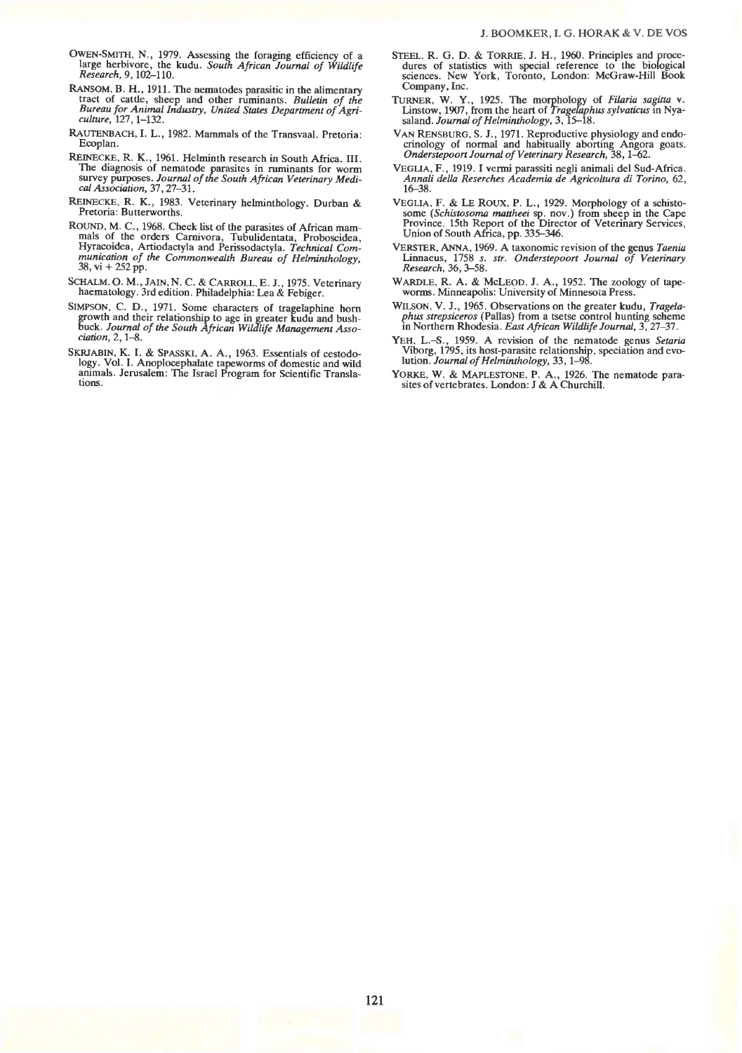OWEN-SMITH, N., 1979. Assessing the foraging efficiency of a large herbivore, the kudu. *South African Journal of Wildlife Research*, 9, 102–110.

RANSOM, B. H., 1911. The nematodes parasitic in the alimentary tract of cattle, sheep and other ruminants. *Bulletin of the Bureau for Animal Industry, United States Department of Agriculture*, 127, 1–132.

RAUTENBACH, I. L., 1982. Mammals of the Transvaal. Pretoria: Ecoplan.

REINECKE, R. K., 1961. Helminth research in South Africa. III. The diagnosis of nematode parasites in ruminants for worm survey purposes. *Journal of the South African Veterinary Medical Association*, 37, 27–31.

REINECKE, R. K., 1983. Veterinary helminthology. Durban & Pretoria: Butterworths.

ROUND, M. C., 1968. Check list of the parasites of African mammals of the orders Carnivora, Tubulidentata, Proboscidea, Hyracoidea, Artiodactyla and Perissodactyla. *Technical Communication of the Commonwealth Bureau of Helminthology*, 38, vi + 252 pp.

SCHALM, O. M., JAIN, N. C. & CARROLL, E. J., 1975. Veterinary haematology. 3rd edition. Philadelphia: Lea & Febiger.

SIMPSON, C. D., 1971. Some characters of tragelaphine horn growth and their relationship to age in greater kudu and bushbuck. *Journal of the South African Wildlife Management Association*, 2, 1–8.

SKRJABIN, K. I. & SPASSKI, A. A., 1963. Essentials of cestodology. Vol. I. Anoplocephalate tapeworms of domestic and wild animals. Jerusalem: The Israel Program for Scientific Translations.

STEEL, R. G. D. & TORRIE, J. H., 1960. Principles and procedures of statistics with special reference to the biological sciences. New York, Toronto, London: McGraw-Hill Book Company, Inc.

TURNER, W. Y., 1925. The morphology of *Filaria sagitta* v. Linstow, 1907, from the heart of *Tragelaphus sylvaticus* in Nyasaland. *Journal of Helminthology*, 3, 15–18.

VAN RENSBURG, S. J., 1971. Reproductive physiology and endocrinology of normal and habitually aborting Angora goats. *Onderstepoort Journal of Veterinary Research*, 38, 1–62.

VEGLIA, F., 1919. I vermi parassiti negli animali del Sud-Africa. *Annali della Reserches Academia de Agricoltura di Torino*, 62, 16–38.

VEGLIA, F. & LE ROUX, P. L., 1929. Morphology of a schistosome (*Schistosoma mattheei* sp. nov.) from sheep in the Cape Province. 15th Report of the Director of Veterinary Services, Union of South Africa, pp. 335–346.

VERSTER, ANNA, 1969. A taxonomic revision of the genus *Taenia* Linnaeus, 1758 *s. str. Onderstepoort Journal of Veterinary Research*, 36, 3–58.

WARDLE, R. A. & MCLEOD, J. A., 1952. The zoology of tapeworms. Minneapolis: University of Minnesota Press.

WILSON, V. J., 1965. Observations on the greater kudu, *Tragelaphus strepsiceros* (Pallas) from a tsetse control hunting scheme in Northern Rhodesia. *East African Wildlife Journal*, 3, 27–37.

YEH, L.-S., 1959. A revision of the nematode genus *Setaria* Viborg, 1795, its host-parasite relationship, speciation and evolution. *Journal of Helminthology*, 33, 1–98.

YORKE, W. & MAPLESTONE, P. A., 1926. The nematode parasites of vertebrates. London: J & A Churchill.